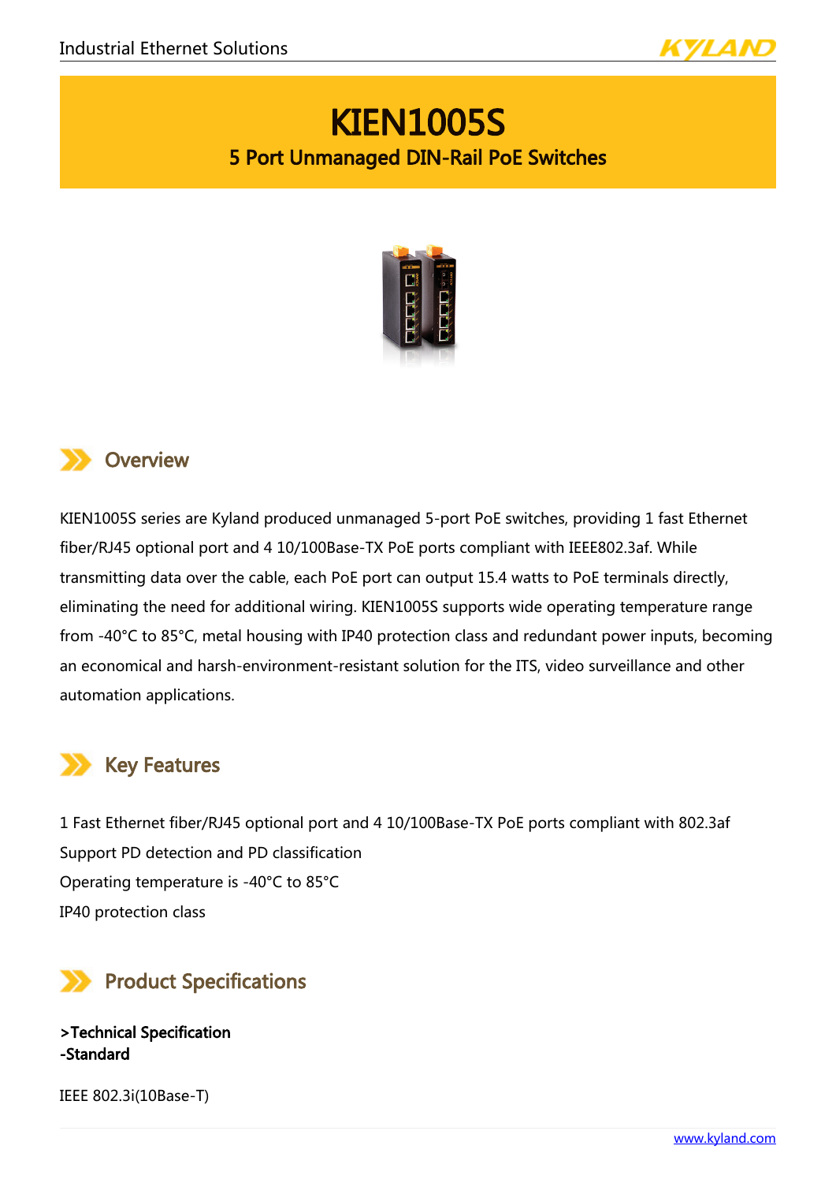# KIEN1005S

## 5 Port Unmanaged DIN-Rail PoE Switches

## Overview

KIEN1005S series are Kyland produced unmanaged 5-port PoE switches, providing 1 fast Ethernet fiber/RJ45 optional port and 4 10/100Base-TX PoE ports compliant with IEEE802.3af. While transmitting data over the cable, each PoE port can output 15.4 watts to PoE terminals directly, eliminating the need for additional wiring. KIEN1005S supports wide operating temperature range from -40°C to 85°C, metal housing with IP40 protection class and redundant power inputs, becoming an economical and harsh-environment-resistant solution for the ITS, video surveillance and other automation applications.

## Key Features

1 Fast Ethernet fiber/RJ45 optional port and 4 10/100Base-TX PoE ports compliant with 802.3af
Support PD detection and PD classification
Operating temperature is -40°C to 85°C
IP40 protection class

## Product Specifications

**>Technical Specification**
**-Standard**

IEEE 802.3i(10Base-T)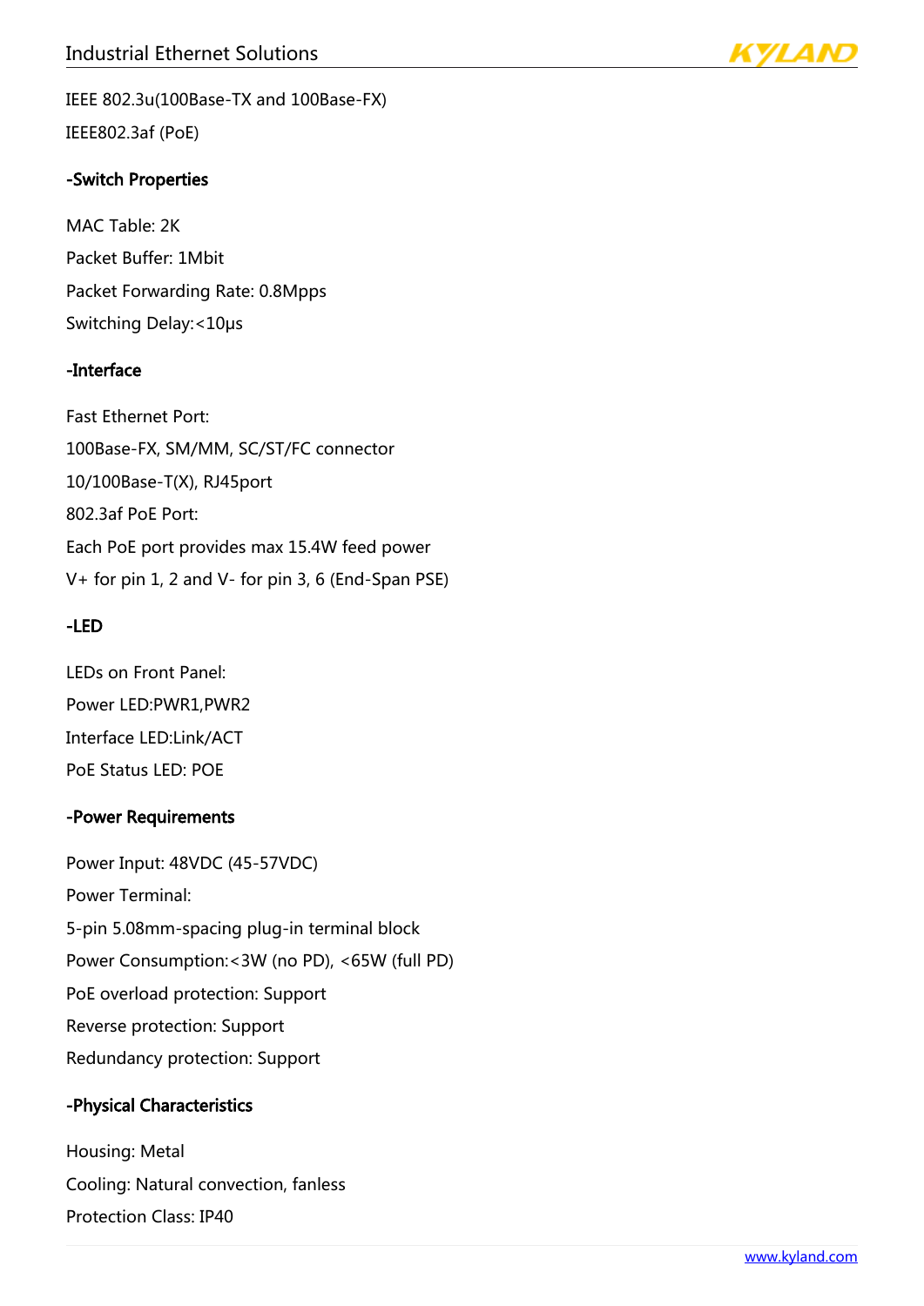IEEE 802.3u(100Base-TX and 100Base-FX)

IEEE802.3af (PoE)

**-Switch Properties**

MAC Table: 2K

Packet Buffer: 1Mbit

Packet Forwarding Rate: 0.8Mpps

Switching Delay:<10μs

**-Interface**

Fast Ethernet Port:

100Base-FX, SM/MM, SC/ST/FC connector

10/100Base-T(X), RJ45port

802.3af PoE Port:

Each PoE port provides max 15.4W feed power

V+ for pin 1, 2 and V- for pin 3, 6 (End-Span PSE)

**-LED**

LEDs on Front Panel:

Power LED:PWR1,PWR2

Interface LED:Link/ACT

PoE Status LED: POE

**-Power Requirements**

Power Input: 48VDC (45-57VDC)

Power Terminal:

5-pin 5.08mm-spacing plug-in terminal block

Power Consumption:<3W (no PD), <65W (full PD)

PoE overload protection: Support

Reverse protection: Support

Redundancy protection: Support

**-Physical Characteristics**

Housing: Metal

Cooling: Natural convection, fanless

Protection Class: IP40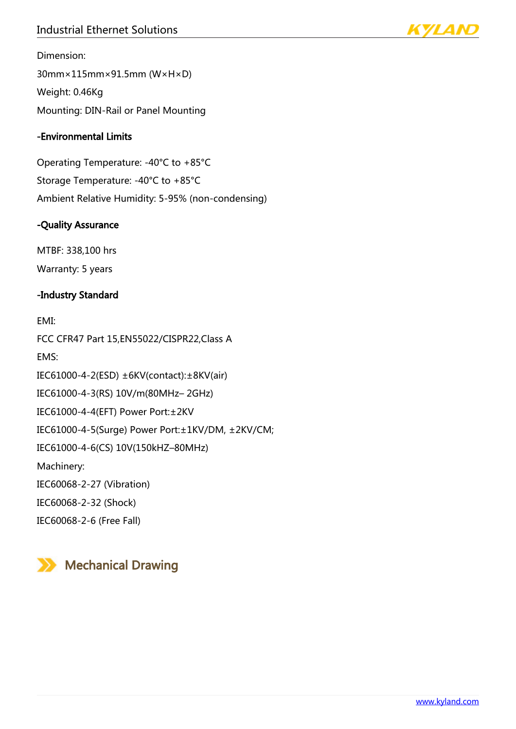Dimension:

30mm×115mm×91.5mm (W×H×D)

Weight: 0.46Kg

Mounting: DIN-Rail or Panel Mounting

### -Environmental Limits

Operating Temperature: -40°C to +85°C

Storage Temperature: -40°C to +85°C

Ambient Relative Humidity: 5-95% (non-condensing)

### -Quality Assurance

MTBF: 338,100 hrs

Warranty: 5 years

### -Industry Standard

EMI:

FCC CFR47 Part 15,EN55022/CISPR22,Class A

EMS:

IEC61000-4-2(ESD) ±6KV(contact):±8KV(air)

IEC61000-4-3(RS) 10V/m(80MHz– 2GHz)

IEC61000-4-4(EFT) Power Port:±2KV

IEC61000-4-5(Surge) Power Port:±1KV/DM, ±2KV/CM;

IEC61000-4-6(CS) 10V(150kHZ–80MHz)

Machinery:

IEC60068-2-27 (Vibration)

IEC60068-2-32 (Shock)

IEC60068-2-6 (Free Fall)

## Mechanical Drawing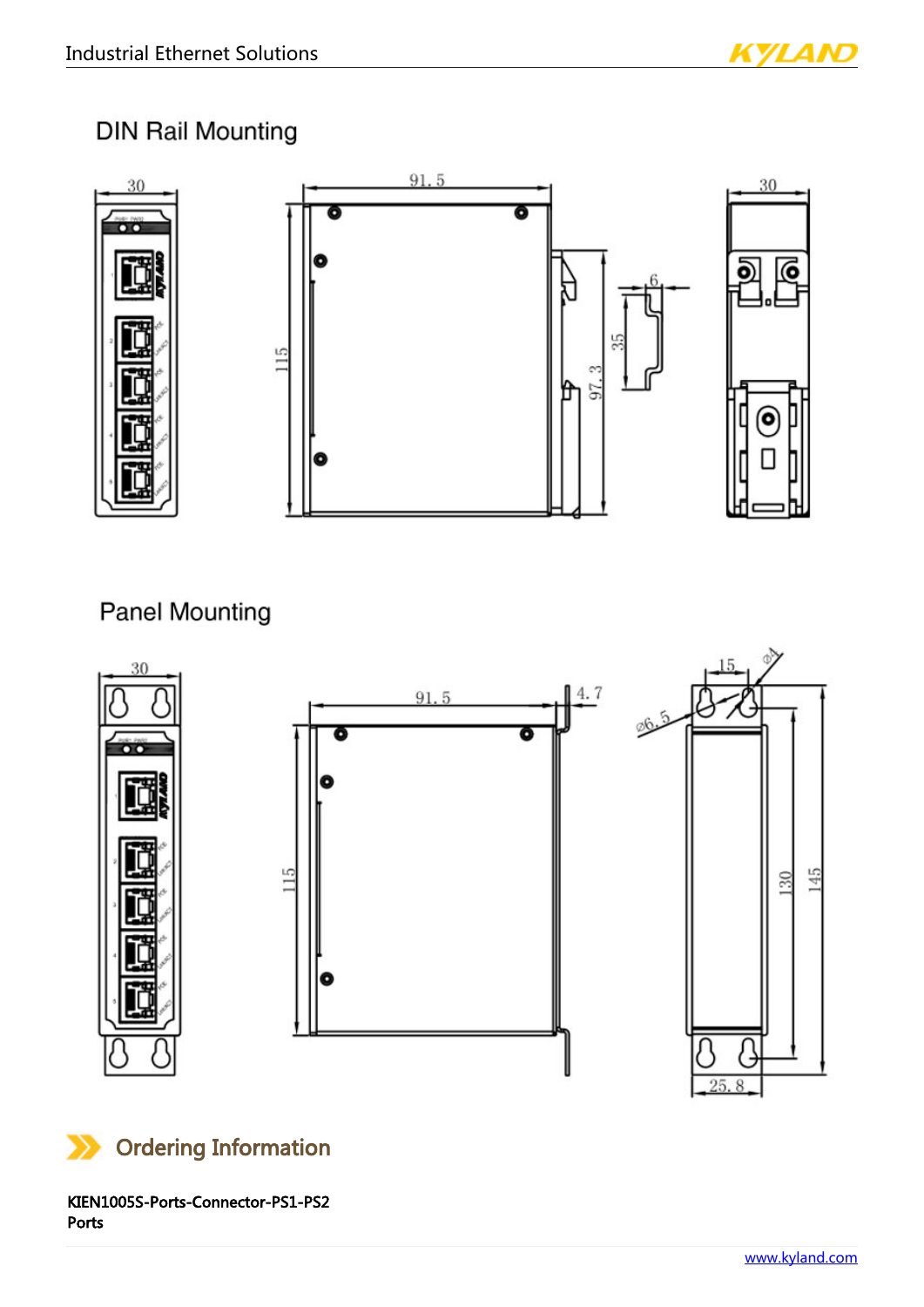## DIN Rail Mounting

## Panel Mounting

## Ordering Information

**KIEN1005S-Ports-Connector-PS1-PS2**

**Ports**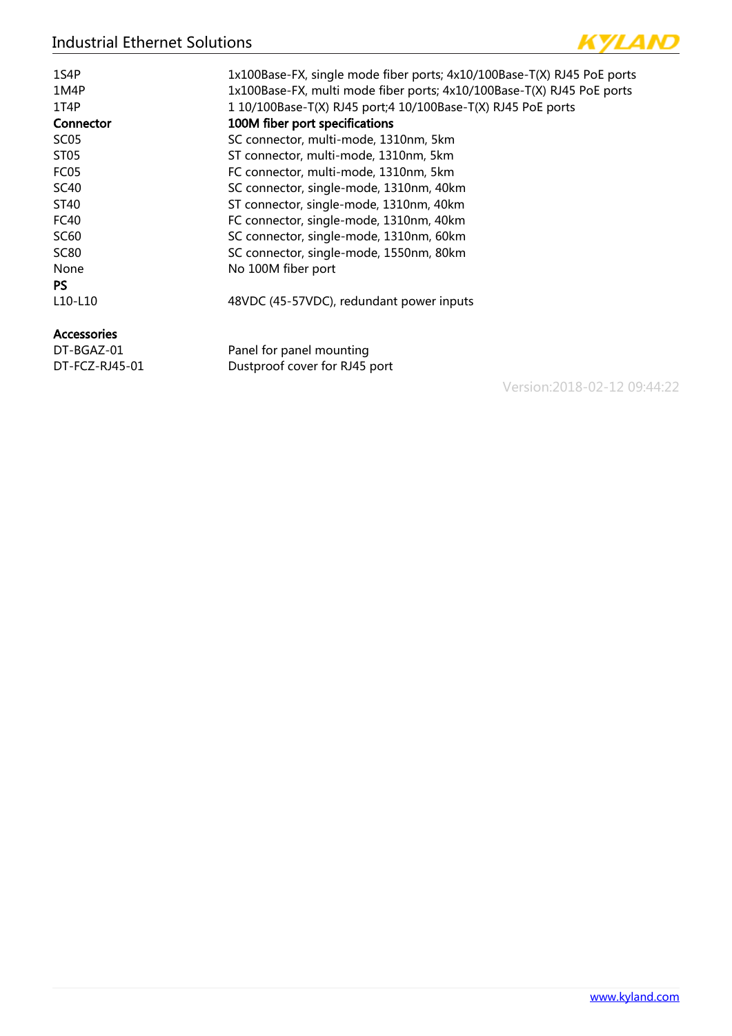| | |
|---|---|
| 1S4P | 1x100Base-FX, single mode fiber ports; 4x10/100Base-T(X) RJ45 PoE ports |
| 1M4P | 1x100Base-FX, multi mode fiber ports; 4x10/100Base-T(X) RJ45 PoE ports |
| 1T4P | 1 10/100Base-T(X) RJ45 port;4 10/100Base-T(X) RJ45 PoE ports |
| **Connector** | **100M fiber port specifications** |
| SC05 | SC connector, multi-mode, 1310nm, 5km |
| ST05 | ST connector, multi-mode, 1310nm, 5km |
| FC05 | FC connector, multi-mode, 1310nm, 5km |
| SC40 | SC connector, single-mode, 1310nm, 40km |
| ST40 | ST connector, single-mode, 1310nm, 40km |
| FC40 | FC connector, single-mode, 1310nm, 40km |
| SC60 | SC connector, single-mode, 1310nm, 60km |
| SC80 | SC connector, single-mode, 1550nm, 80km |
| None | No 100M fiber port |
| **PS** | |
| L10-L10 | 48VDC (45-57VDC), redundant power inputs |

**Accessories**

| | |
|---|---|
| DT-BGAZ-01 | Panel for panel mounting |
| DT-FCZ-RJ45-01 | Dustproof cover for RJ45 port |

Version:2018-02-12 09:44:22